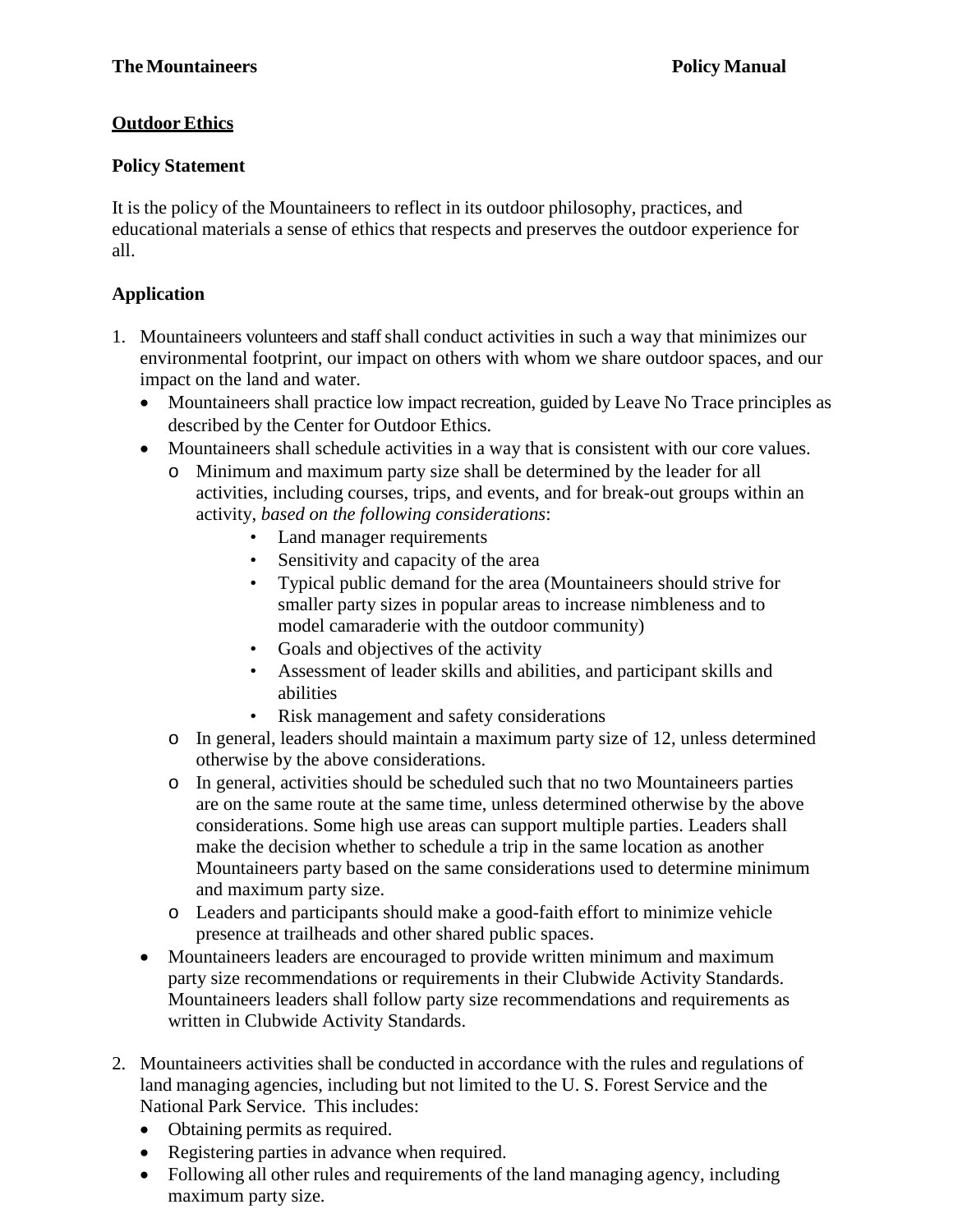## Outdoor Ethics

### Policy Statement

It is the policy of the Mountaineers to reflect in its outdoor philosophy, practices, and educational materials a sense of ethics that respects and preserves the outdoor experience for all.

### Application

1. Mountaineers volunteers and staff shall conduct activities in such a way that minimizes our environmental footprint, our impact on others with whom we share outdoor spaces, and our impact on the land and water.
   - Mountaineers shall practice low impact recreation, guided by Leave No Trace principles as described by the Center for Outdoor Ethics.
   - Mountaineers shall schedule activities in a way that is consistent with our core values.
     - Minimum and maximum party size shall be determined by the leader for all activities, including courses, trips, and events, and for break-out groups within an activity, *based on the following considerations*:
       - Land manager requirements
       - Sensitivity and capacity of the area
       - Typical public demand for the area (Mountaineers should strive for smaller party sizes in popular areas to increase nimbleness and to model camaraderie with the outdoor community)
       - Goals and objectives of the activity
       - Assessment of leader skills and abilities, and participant skills and abilities
       - Risk management and safety considerations
     - In general, leaders should maintain a maximum party size of 12, unless determined otherwise by the above considerations.
     - In general, activities should be scheduled such that no two Mountaineers parties are on the same route at the same time, unless determined otherwise by the above considerations. Some high use areas can support multiple parties. Leaders shall make the decision whether to schedule a trip in the same location as another Mountaineers party based on the same considerations used to determine minimum and maximum party size.
     - Leaders and participants should make a good-faith effort to minimize vehicle presence at trailheads and other shared public spaces.
   - Mountaineers leaders are encouraged to provide written minimum and maximum party size recommendations or requirements in their Clubwide Activity Standards. Mountaineers leaders shall follow party size recommendations and requirements as written in Clubwide Activity Standards.

2. Mountaineers activities shall be conducted in accordance with the rules and regulations of land managing agencies, including but not limited to the U. S. Forest Service and the National Park Service. This includes:
   - Obtaining permits as required.
   - Registering parties in advance when required.
   - Following all other rules and requirements of the land managing agency, including maximum party size.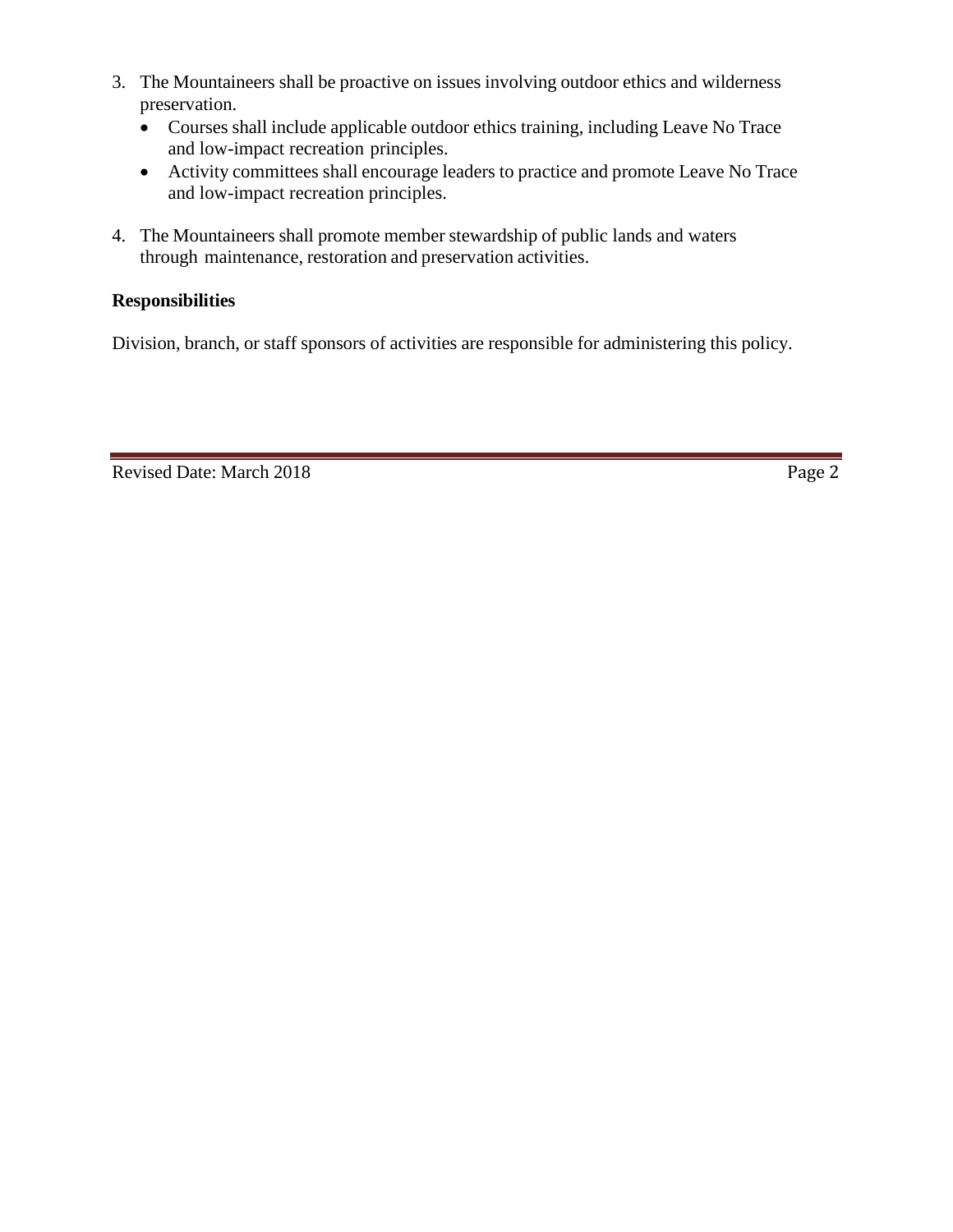3. The Mountaineers shall be proactive on issues involving outdoor ethics and wilderness preservation.
    - Courses shall include applicable outdoor ethics training, including Leave No Trace and low-impact recreation principles.
    - Activity committees shall encourage leaders to practice and promote Leave No Trace and low-impact recreation principles.

4. The Mountaineers shall promote member stewardship of public lands and waters through maintenance, restoration and preservation activities.

**Responsibilities**

Division, branch, or staff sponsors of activities are responsible for administering this policy.

Revised Date: March 2018